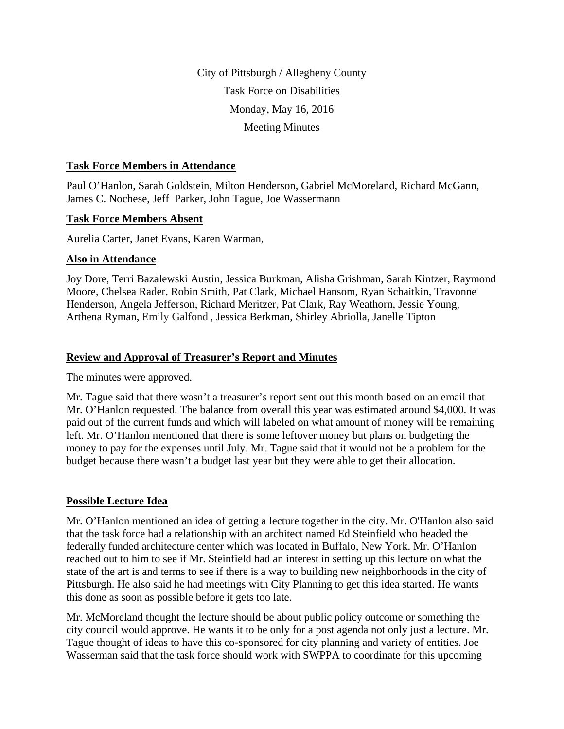City of Pittsburgh / Allegheny County

Task Force on Disabilities

Monday, May 16, 2016

Meeting Minutes

## Task Force Members in Attendance

Paul O'Hanlon, Sarah Goldstein, Milton Henderson, Gabriel McMoreland, Richard McGann, James C. Nochese, Jeff Parker, John Tague, Joe Wassermann

## Task Force Members Absent

Aurelia Carter, Janet Evans, Karen Warman,

## Also in Attendance

Joy Dore, Terri Bazalewski Austin, Jessica Burkman, Alisha Grishman, Sarah Kintzer, Raymond Moore, Chelsea Rader, Robin Smith, Pat Clark, Michael Hansom, Ryan Schaitkin, Travonne Henderson, Angela Jefferson, Richard Meritzer, Pat Clark, Ray Weathorn, Jessie Young, Arthena Ryman, Emily Galfond , Jessica Berkman, Shirley Abriolla, Janelle Tipton

## Review and Approval of Treasurer's Report and Minutes

The minutes were approved.

Mr. Tague said that there wasn't a treasurer's report sent out this month based on an email that Mr. O'Hanlon requested. The balance from overall this year was estimated around $4,000. It was paid out of the current funds and which will labeled on what amount of money will be remaining left. Mr. O'Hanlon mentioned that there is some leftover money but plans on budgeting the money to pay for the expenses until July. Mr. Tague said that it would not be a problem for the budget because there wasn't a budget last year but they were able to get their allocation.

## Possible Lecture Idea

Mr. O'Hanlon mentioned an idea of getting a lecture together in the city. Mr. O'Hanlon also said that the task force had a relationship with an architect named Ed Steinfield who headed the federally funded architecture center which was located in Buffalo, New York. Mr. O'Hanlon reached out to him to see if Mr. Steinfield had an interest in setting up this lecture on what the state of the art is and terms to see if there is a way to building new neighborhoods in the city of Pittsburgh. He also said he had meetings with City Planning to get this idea started. He wants this done as soon as possible before it gets too late.

Mr. McMoreland thought the lecture should be about public policy outcome or something the city council would approve. He wants it to be only for a post agenda not only just a lecture. Mr. Tague thought of ideas to have this co-sponsored for city planning and variety of entities. Joe Wasserman said that the task force should work with SWPPA to coordinate for this upcoming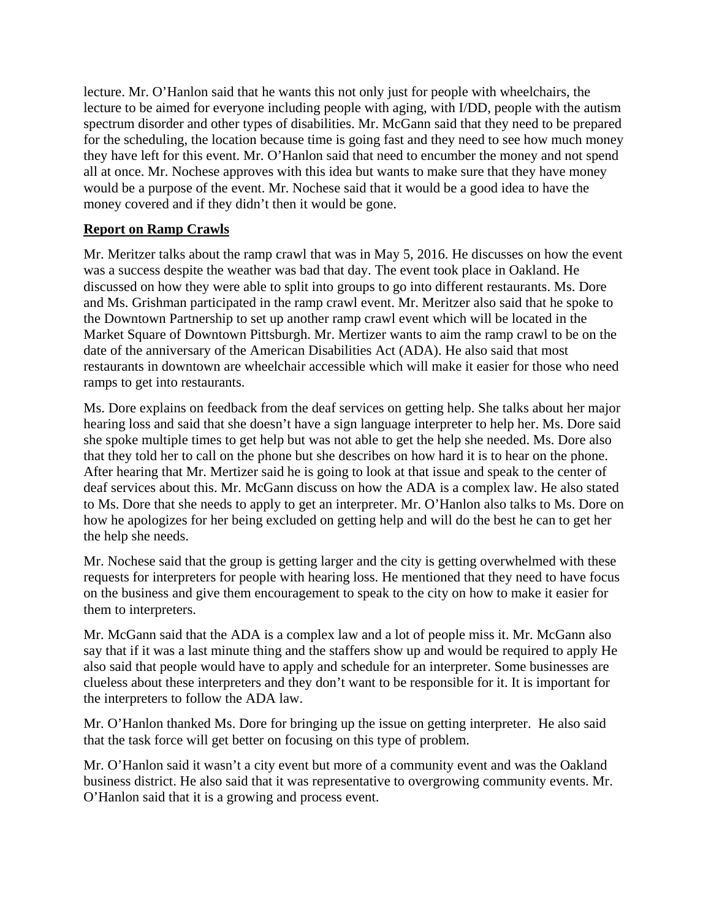lecture. Mr. O'Hanlon said that he wants this not only just for people with wheelchairs, the lecture to be aimed for everyone including people with aging, with I/DD, people with the autism spectrum disorder and other types of disabilities. Mr. McGann said that they need to be prepared for the scheduling, the location because time is going fast and they need to see how much money they have left for this event. Mr. O'Hanlon said that need to encumber the money and not spend all at once. Mr. Nochese approves with this idea but wants to make sure that they have money would be a purpose of the event. Mr. Nochese said that it would be a good idea to have the money covered and if they didn't then it would be gone.

**Report on Ramp Crawls**

Mr. Meritzer talks about the ramp crawl that was in May 5, 2016. He discusses on how the event was a success despite the weather was bad that day. The event took place in Oakland. He discussed on how they were able to split into groups to go into different restaurants. Ms. Dore and Ms. Grishman participated in the ramp crawl event. Mr. Meritzer also said that he spoke to the Downtown Partnership to set up another ramp crawl event which will be located in the Market Square of Downtown Pittsburgh. Mr. Mertizer wants to aim the ramp crawl to be on the date of the anniversary of the American Disabilities Act (ADA). He also said that most restaurants in downtown are wheelchair accessible which will make it easier for those who need ramps to get into restaurants.

Ms. Dore explains on feedback from the deaf services on getting help. She talks about her major hearing loss and said that she doesn't have a sign language interpreter to help her. Ms. Dore said she spoke multiple times to get help but was not able to get the help she needed. Ms. Dore also that they told her to call on the phone but she describes on how hard it is to hear on the phone. After hearing that Mr. Mertizer said he is going to look at that issue and speak to the center of deaf services about this. Mr. McGann discuss on how the ADA is a complex law. He also stated to Ms. Dore that she needs to apply to get an interpreter. Mr. O'Hanlon also talks to Ms. Dore on how he apologizes for her being excluded on getting help and will do the best he can to get her the help she needs.

Mr. Nochese said that the group is getting larger and the city is getting overwhelmed with these requests for interpreters for people with hearing loss. He mentioned that they need to have focus on the business and give them encouragement to speak to the city on how to make it easier for them to interpreters.

Mr. McGann said that the ADA is a complex law and a lot of people miss it. Mr. McGann also say that if it was a last minute thing and the staffers show up and would be required to apply He also said that people would have to apply and schedule for an interpreter. Some businesses are clueless about these interpreters and they don't want to be responsible for it. It is important for the interpreters to follow the ADA law.

Mr. O'Hanlon thanked Ms. Dore for bringing up the issue on getting interpreter. He also said that the task force will get better on focusing on this type of problem.

Mr. O'Hanlon said it wasn't a city event but more of a community event and was the Oakland business district. He also said that it was representative to overgrowing community events. Mr. O'Hanlon said that it is a growing and process event.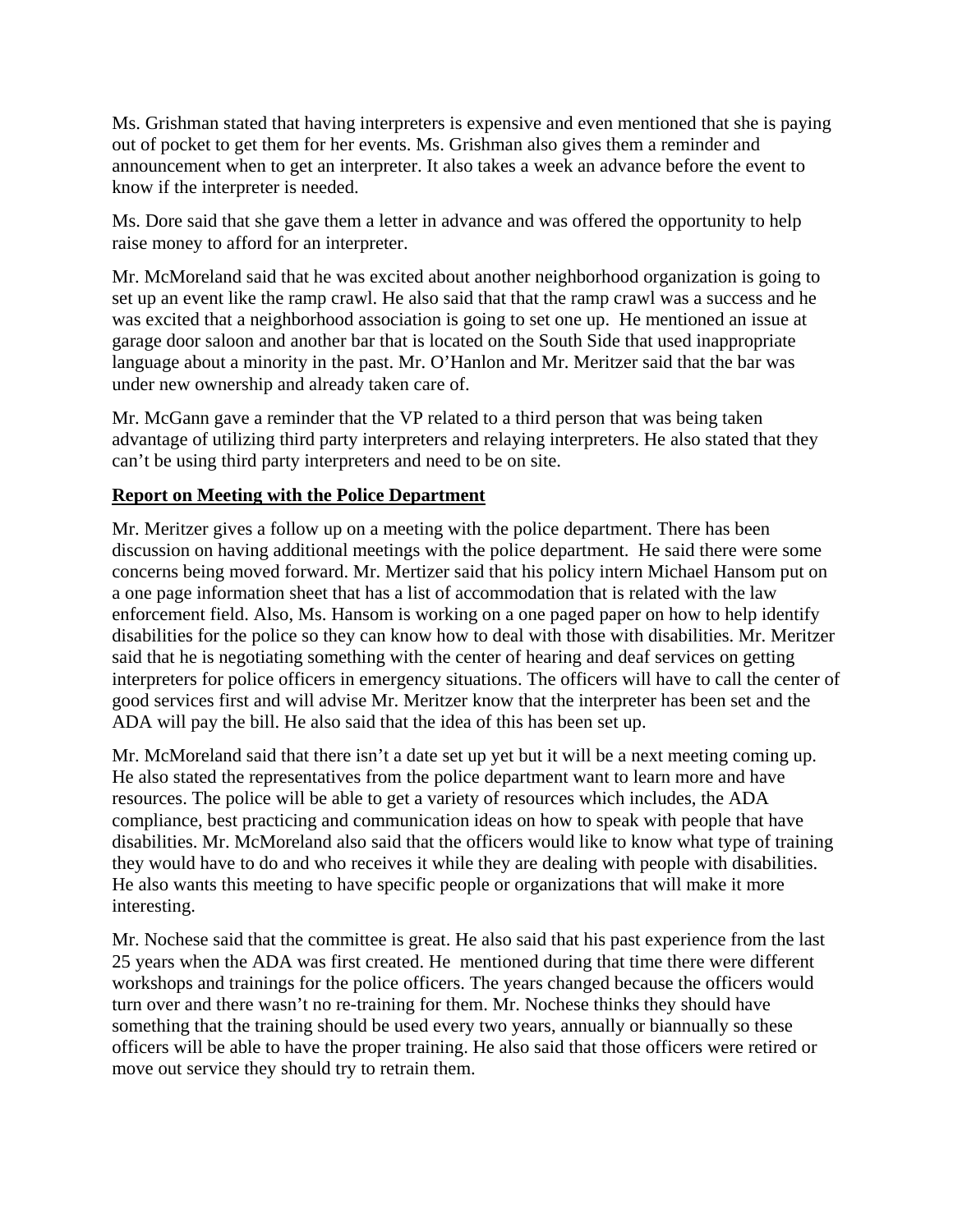Ms. Grishman stated that having interpreters is expensive and even mentioned that she is paying out of pocket to get them for her events. Ms. Grishman also gives them a reminder and announcement when to get an interpreter. It also takes a week an advance before the event to know if the interpreter is needed.

Ms. Dore said that she gave them a letter in advance and was offered the opportunity to help raise money to afford for an interpreter.

Mr. McMoreland said that he was excited about another neighborhood organization is going to set up an event like the ramp crawl. He also said that that the ramp crawl was a success and he was excited that a neighborhood association is going to set one up. He mentioned an issue at garage door saloon and another bar that is located on the South Side that used inappropriate language about a minority in the past. Mr. O'Hanlon and Mr. Meritzer said that the bar was under new ownership and already taken care of.

Mr. McGann gave a reminder that the VP related to a third person that was being taken advantage of utilizing third party interpreters and relaying interpreters. He also stated that they can't be using third party interpreters and need to be on site.

**Report on Meeting with the Police Department**

Mr. Meritzer gives a follow up on a meeting with the police department. There has been discussion on having additional meetings with the police department. He said there were some concerns being moved forward. Mr. Mertizer said that his policy intern Michael Hansom put on a one page information sheet that has a list of accommodation that is related with the law enforcement field. Also, Ms. Hansom is working on a one paged paper on how to help identify disabilities for the police so they can know how to deal with those with disabilities. Mr. Meritzer said that he is negotiating something with the center of hearing and deaf services on getting interpreters for police officers in emergency situations. The officers will have to call the center of good services first and will advise Mr. Meritzer know that the interpreter has been set and the ADA will pay the bill. He also said that the idea of this has been set up.

Mr. McMoreland said that there isn't a date set up yet but it will be a next meeting coming up. He also stated the representatives from the police department want to learn more and have resources. The police will be able to get a variety of resources which includes, the ADA compliance, best practicing and communication ideas on how to speak with people that have disabilities. Mr. McMoreland also said that the officers would like to know what type of training they would have to do and who receives it while they are dealing with people with disabilities. He also wants this meeting to have specific people or organizations that will make it more interesting.

Mr. Nochese said that the committee is great. He also said that his past experience from the last 25 years when the ADA was first created. He mentioned during that time there were different workshops and trainings for the police officers. The years changed because the officers would turn over and there wasn't no re-training for them. Mr. Nochese thinks they should have something that the training should be used every two years, annually or biannually so these officers will be able to have the proper training. He also said that those officers were retired or move out service they should try to retrain them.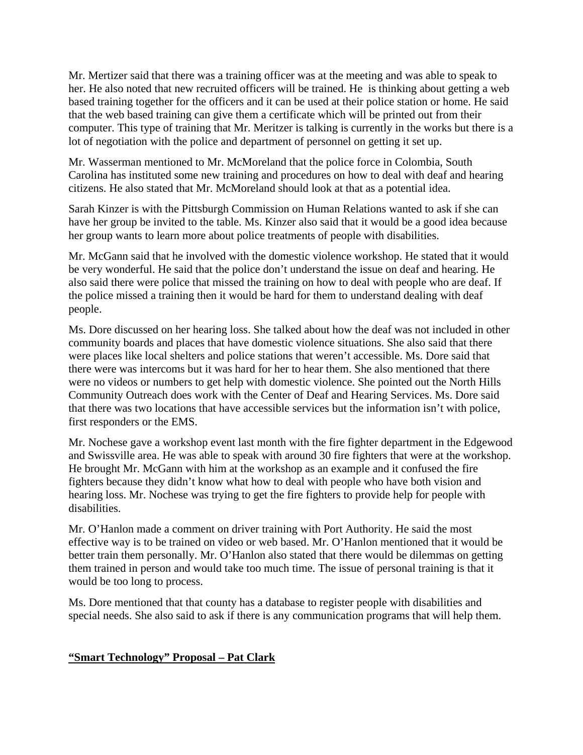Mr. Mertizer said that there was a training officer was at the meeting and was able to speak to her. He also noted that new recruited officers will be trained. He is thinking about getting a web based training together for the officers and it can be used at their police station or home. He said that the web based training can give them a certificate which will be printed out from their computer. This type of training that Mr. Meritzer is talking is currently in the works but there is a lot of negotiation with the police and department of personnel on getting it set up.

Mr. Wasserman mentioned to Mr. McMoreland that the police force in Colombia, South Carolina has instituted some new training and procedures on how to deal with deaf and hearing citizens. He also stated that Mr. McMoreland should look at that as a potential idea.

Sarah Kinzer is with the Pittsburgh Commission on Human Relations wanted to ask if she can have her group be invited to the table. Ms. Kinzer also said that it would be a good idea because her group wants to learn more about police treatments of people with disabilities.

Mr. McGann said that he involved with the domestic violence workshop. He stated that it would be very wonderful. He said that the police don't understand the issue on deaf and hearing. He also said there were police that missed the training on how to deal with people who are deaf. If the police missed a training then it would be hard for them to understand dealing with deaf people.

Ms. Dore discussed on her hearing loss. She talked about how the deaf was not included in other community boards and places that have domestic violence situations. She also said that there were places like local shelters and police stations that weren't accessible. Ms. Dore said that there were was intercoms but it was hard for her to hear them. She also mentioned that there were no videos or numbers to get help with domestic violence. She pointed out the North Hills Community Outreach does work with the Center of Deaf and Hearing Services. Ms. Dore said that there was two locations that have accessible services but the information isn't with police, first responders or the EMS.

Mr. Nochese gave a workshop event last month with the fire fighter department in the Edgewood and Swissville area. He was able to speak with around 30 fire fighters that were at the workshop. He brought Mr. McGann with him at the workshop as an example and it confused the fire fighters because they didn't know what how to deal with people who have both vision and hearing loss. Mr. Nochese was trying to get the fire fighters to provide help for people with disabilities.

Mr. O'Hanlon made a comment on driver training with Port Authority. He said the most effective way is to be trained on video or web based. Mr. O'Hanlon mentioned that it would be better train them personally. Mr. O'Hanlon also stated that there would be dilemmas on getting them trained in person and would take too much time. The issue of personal training is that it would be too long to process.

Ms. Dore mentioned that that county has a database to register people with disabilities and special needs. She also said to ask if there is any communication programs that will help them.

**<u>"Smart Technology" Proposal – Pat Clark</u>**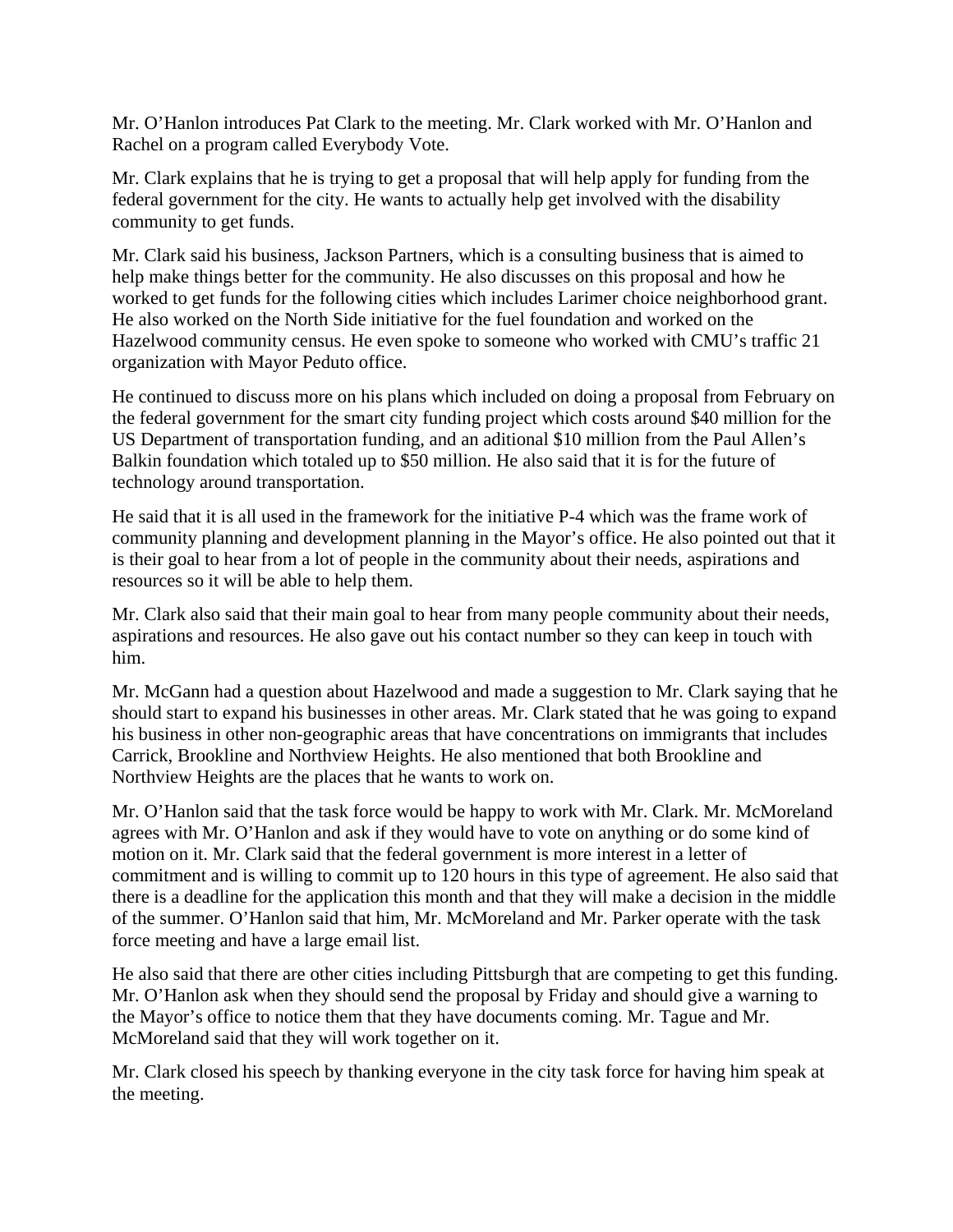Mr. O'Hanlon introduces Pat Clark to the meeting. Mr. Clark worked with Mr. O'Hanlon and Rachel on a program called Everybody Vote.

Mr. Clark explains that he is trying to get a proposal that will help apply for funding from the federal government for the city. He wants to actually help get involved with the disability community to get funds.

Mr. Clark said his business, Jackson Partners, which is a consulting business that is aimed to help make things better for the community. He also discusses on this proposal and how he worked to get funds for the following cities which includes Larimer choice neighborhood grant. He also worked on the North Side initiative for the fuel foundation and worked on the Hazelwood community census. He even spoke to someone who worked with CMU's traffic 21 organization with Mayor Peduto office.

He continued to discuss more on his plans which included on doing a proposal from February on the federal government for the smart city funding project which costs around $40 million for the US Department of transportation funding, and an aditional $10 million from the Paul Allen's Balkin foundation which totaled up to $50 million. He also said that it is for the future of technology around transportation.

He said that it is all used in the framework for the initiative P-4 which was the frame work of community planning and development planning in the Mayor's office. He also pointed out that it is their goal to hear from a lot of people in the community about their needs, aspirations and resources so it will be able to help them.

Mr. Clark also said that their main goal to hear from many people community about their needs, aspirations and resources. He also gave out his contact number so they can keep in touch with him.

Mr. McGann had a question about Hazelwood and made a suggestion to Mr. Clark saying that he should start to expand his businesses in other areas. Mr. Clark stated that he was going to expand his business in other non-geographic areas that have concentrations on immigrants that includes Carrick, Brookline and Northview Heights. He also mentioned that both Brookline and Northview Heights are the places that he wants to work on.

Mr. O'Hanlon said that the task force would be happy to work with Mr. Clark. Mr. McMoreland agrees with Mr. O'Hanlon and ask if they would have to vote on anything or do some kind of motion on it. Mr. Clark said that the federal government is more interest in a letter of commitment and is willing to commit up to 120 hours in this type of agreement. He also said that there is a deadline for the application this month and that they will make a decision in the middle of the summer. O'Hanlon said that him, Mr. McMoreland and Mr. Parker operate with the task force meeting and have a large email list.

He also said that there are other cities including Pittsburgh that are competing to get this funding. Mr. O'Hanlon ask when they should send the proposal by Friday and should give a warning to the Mayor's office to notice them that they have documents coming. Mr. Tague and Mr. McMoreland said that they will work together on it.

Mr. Clark closed his speech by thanking everyone in the city task force for having him speak at the meeting.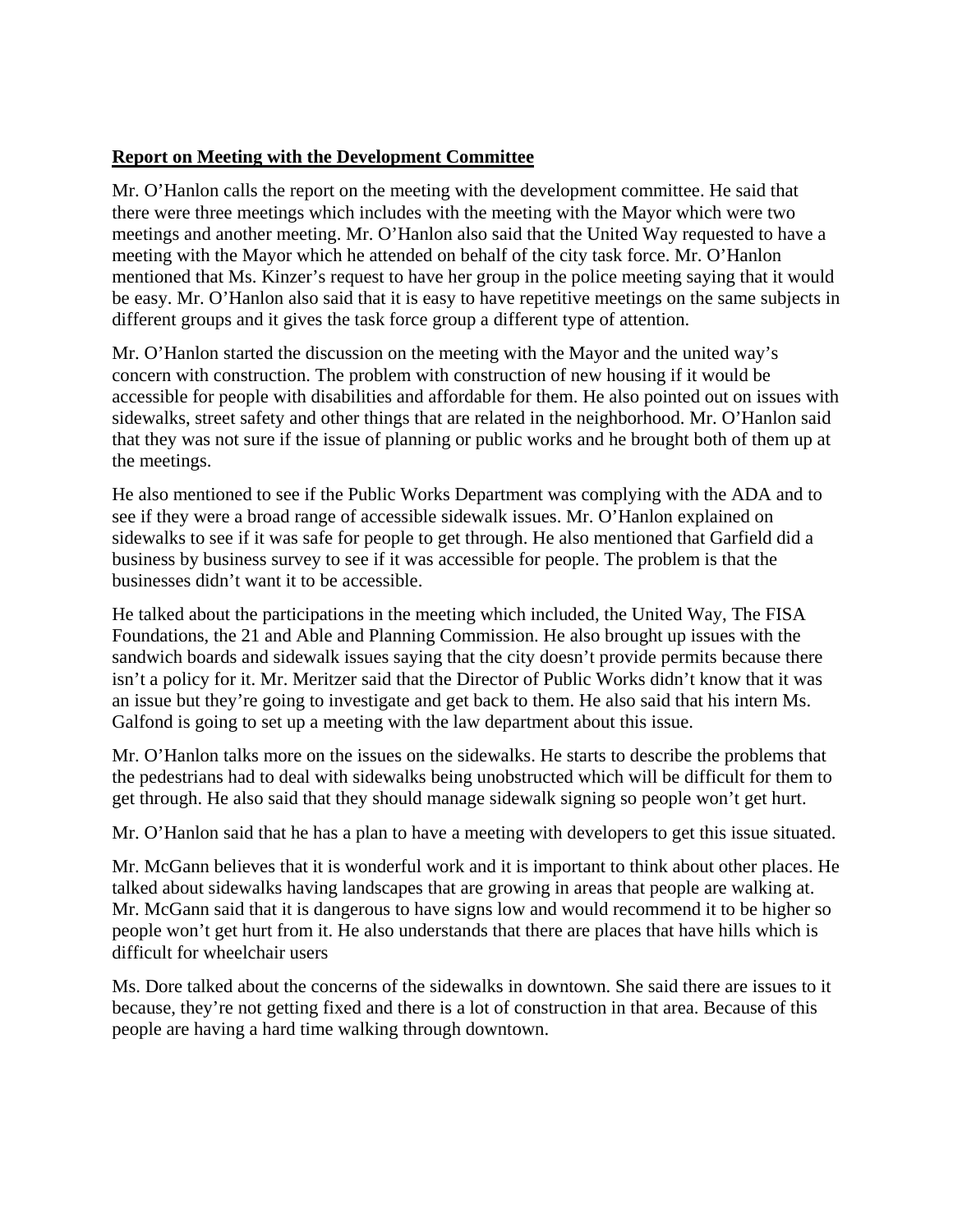## Report on Meeting with the Development Committee

Mr. O'Hanlon calls the report on the meeting with the development committee. He said that there were three meetings which includes with the meeting with the Mayor which were two meetings and another meeting. Mr. O'Hanlon also said that the United Way requested to have a meeting with the Mayor which he attended on behalf of the city task force. Mr. O'Hanlon mentioned that Ms. Kinzer's request to have her group in the police meeting saying that it would be easy. Mr. O'Hanlon also said that it is easy to have repetitive meetings on the same subjects in different groups and it gives the task force group a different type of attention.

Mr. O'Hanlon started the discussion on the meeting with the Mayor and the united way's concern with construction. The problem with construction of new housing if it would be accessible for people with disabilities and affordable for them. He also pointed out on issues with sidewalks, street safety and other things that are related in the neighborhood. Mr. O'Hanlon said that they was not sure if the issue of planning or public works and he brought both of them up at the meetings.

He also mentioned to see if the Public Works Department was complying with the ADA and to see if they were a broad range of accessible sidewalk issues. Mr. O'Hanlon explained on sidewalks to see if it was safe for people to get through. He also mentioned that Garfield did a business by business survey to see if it was accessible for people. The problem is that the businesses didn't want it to be accessible.

He talked about the participations in the meeting which included, the United Way, The FISA Foundations, the 21 and Able and Planning Commission. He also brought up issues with the sandwich boards and sidewalk issues saying that the city doesn't provide permits because there isn't a policy for it. Mr. Meritzer said that the Director of Public Works didn't know that it was an issue but they're going to investigate and get back to them. He also said that his intern Ms. Galfond is going to set up a meeting with the law department about this issue.

Mr. O'Hanlon talks more on the issues on the sidewalks. He starts to describe the problems that the pedestrians had to deal with sidewalks being unobstructed which will be difficult for them to get through. He also said that they should manage sidewalk signing so people won't get hurt.

Mr. O'Hanlon said that he has a plan to have a meeting with developers to get this issue situated.

Mr. McGann believes that it is wonderful work and it is important to think about other places. He talked about sidewalks having landscapes that are growing in areas that people are walking at. Mr. McGann said that it is dangerous to have signs low and would recommend it to be higher so people won't get hurt from it. He also understands that there are places that have hills which is difficult for wheelchair users

Ms. Dore talked about the concerns of the sidewalks in downtown. She said there are issues to it because, they're not getting fixed and there is a lot of construction in that area. Because of this people are having a hard time walking through downtown.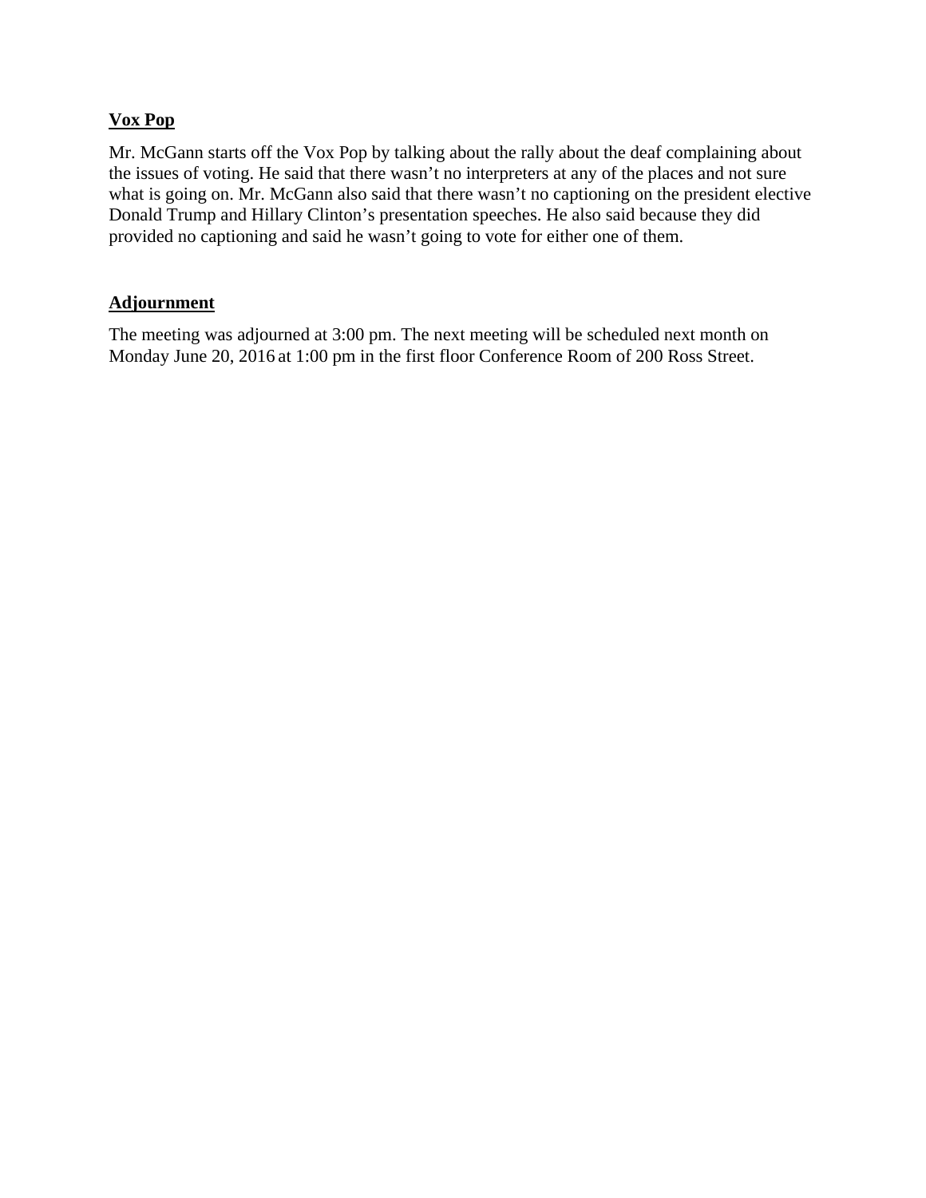**Vox Pop**

Mr. McGann starts off the Vox Pop by talking about the rally about the deaf complaining about the issues of voting. He said that there wasn't no interpreters at any of the places and not sure what is going on. Mr. McGann also said that there wasn't no captioning on the president elective Donald Trump and Hillary Clinton's presentation speeches. He also said because they did provided no captioning and said he wasn't going to vote for either one of them.

**Adjournment**

The meeting was adjourned at 3:00 pm. The next meeting will be scheduled next month on Monday June 20, 2016 at 1:00 pm in the first floor Conference Room of 200 Ross Street.